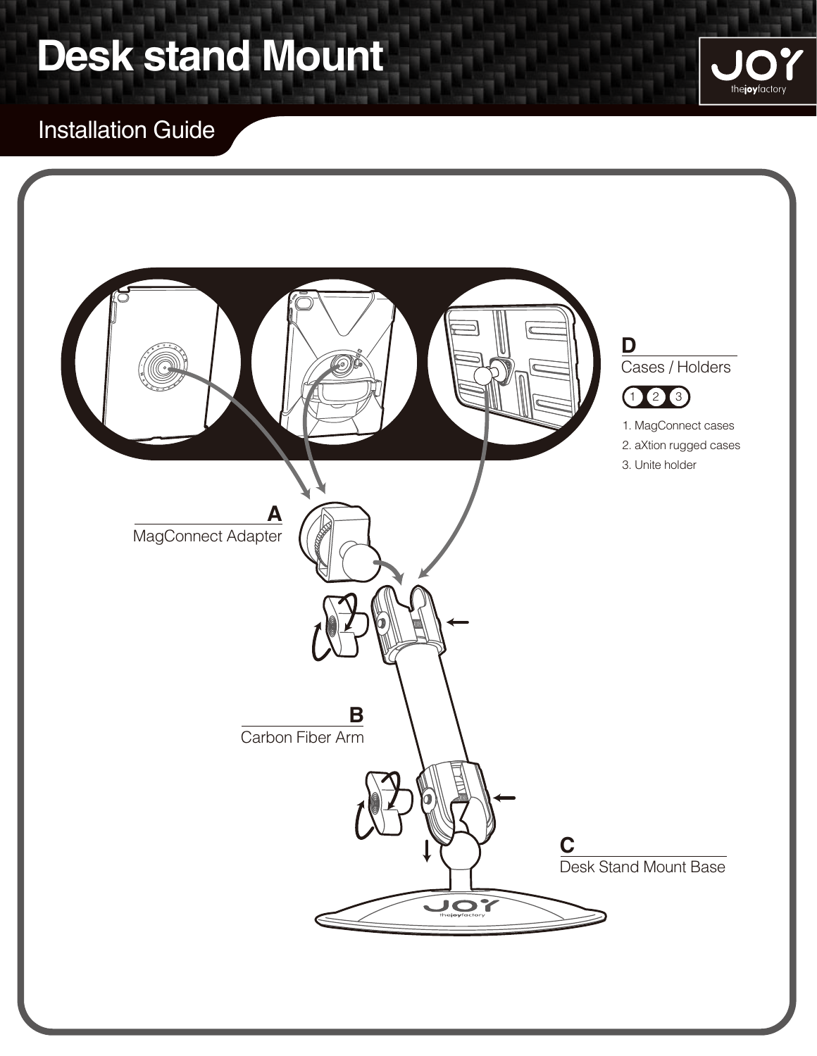# Desk stand Mount

## Installation Guide

**D**
Cases / Holders

1 2 3

1. MagConnect cases
2. aXtion rugged cases
3. Unite holder

**A**
MagConnect Adapter

**B**
Carbon Fiber Arm

**C**
Desk Stand Mount Base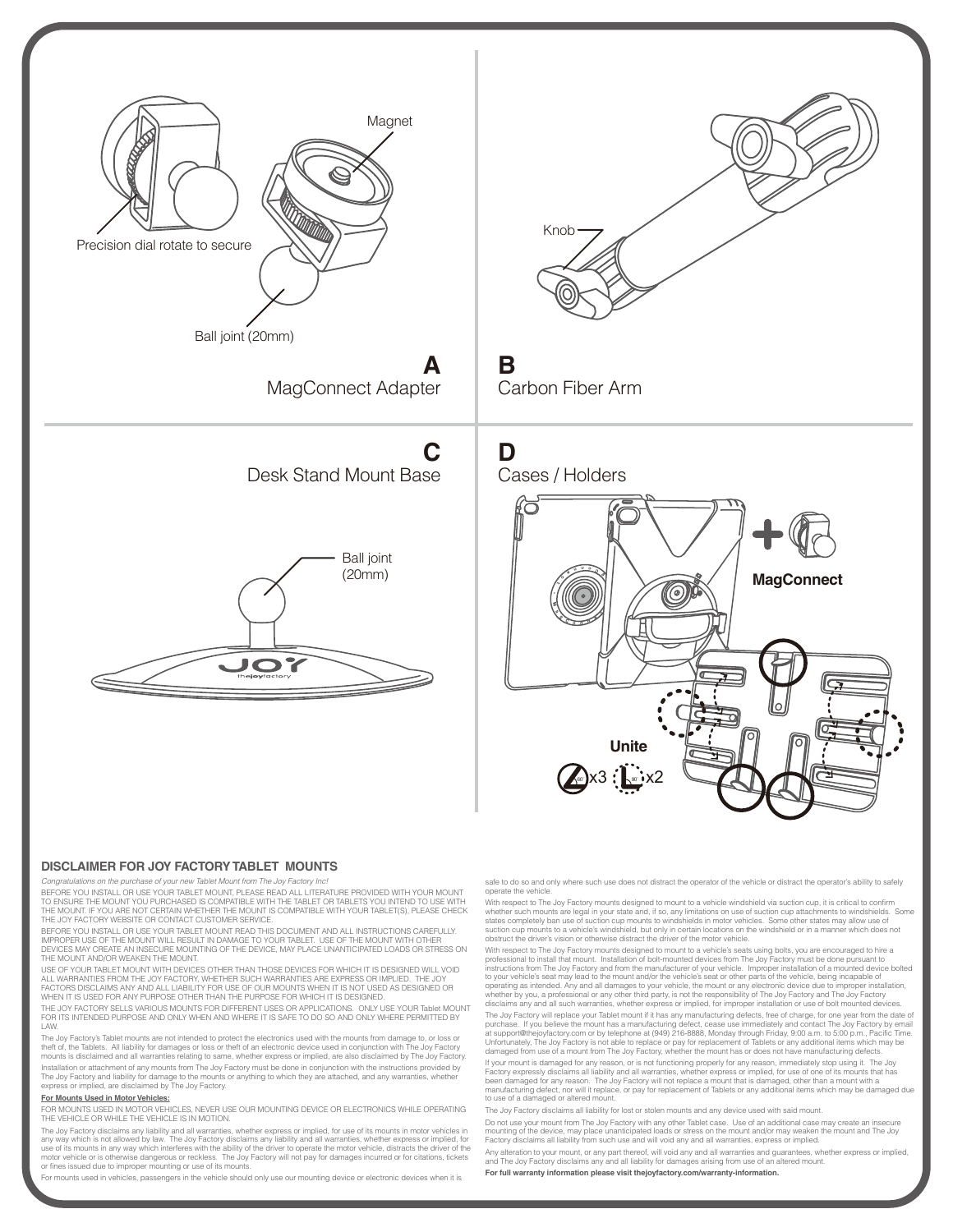Magnet

Precision dial rotate to secure

Ball joint (20mm)

**A**
MagConnect Adapter

Knob

**B**
Carbon Fiber Arm

**C**
Desk Stand Mount Base

Ball joint (20mm)

**D**
Cases / Holders

**MagConnect**

**Unite**

x3 x2

## DISCLAIMER FOR JOY FACTORY TABLET MOUNTS

*Congratulations on the purchase of your new Tablet Mount from The Joy Factory Inc!*

BEFORE YOU INSTALL OR USE YOUR TABLET MOUNT, PLEASE READ ALL LITERATURE PROVIDED WITH YOUR MOUNT TO ENSURE THE MOUNT YOU PURCHASED IS COMPATIBLE WITH THE TABLET OR TABLETS YOU INTEND TO USE WITH THE MOUNT. IF YOU ARE NOT CERTAIN WHETHER THE MOUNT IS COMPATIBLE WITH YOUR TABLET(S), PLEASE CHECK THE JOY FACTORY WEBSITE OR CONTACT CUSTOMER SERVICE.

BEFORE YOU INSTALL OR USE YOUR TABLET MOUNT READ THIS DOCUMENT AND ALL INSTRUCTIONS CAREFULLY. IMPROPER USE OF THE MOUNT WILL RESULT IN DAMAGE TO YOUR TABLET. USE OF THE MOUNT WITH OTHER DEVICES MAY CREATE AN INSECURE MOUNTING OF THE DEVICE, MAY PLACE UNANTICIPATED LOADS OR STRESS ON THE MOUNT AND/OR WEAKEN THE MOUNT.

USE OF YOUR TABLET MOUNT WITH DEVICES OTHER THAN THOSE DEVICES FOR WHICH IT IS DESIGNED WILL VOID ALL WARRANTIES FROM THE JOY FACTORY, WHETHER SUCH WARRANTIES ARE EXPRESS OR IMPLIED. THE JOY FACTORS DISCLAIMS ANY AND ALL LIABILITY FOR USE OF OUR MOUNTS WHEN IT IS NOT USED AS DESIGNED OR WHEN IT IS USED FOR ANY PURPOSE OTHER THAN THE PURPOSE FOR WHICH IT IS DESIGNED.

THE JOY FACTORY SELLS VARIOUS MOUNTS FOR DIFFERENT USES OR APPLICATIONS. ONLY USE YOUR Tablet MOUNT FOR ITS INTENDED PURPOSE AND ONLY WHEN AND WHERE IT IS SAFE TO DO SO AND ONLY WHERE PERMITTED BY LAW.

The Joy Factory's Tablet mounts are not intended to protect the electronics used with the mounts from damage to, or loss or theft of, the Tablets. All liability for damages or loss or theft of an electronic device used in conjunction with The Joy Factory mounts is disclaimed and all warranties relating to same, whether express or implied, are also disclaimed by The Joy Factory.

Installation or attachment of any mounts from The Joy Factory must be done in conjunction with the instructions provided by The Joy Factory and liability for damage to the mounts or anything to which they are attached, and any warranties, whether express or implied, are disclaimed by The Joy Factory.

**For Mounts Used in Motor Vehicles:**

FOR MOUNTS USED IN MOTOR VEHICLES, NEVER USE OUR MOUNTING DEVICE OR ELECTRONICS WHILE OPERATING THE VEHICLE OR WHILE THE VEHICLE IS IN MOTION.

The Joy Factory disclaims any liability and all warranties, whether express or implied, for use of its mounts in motor vehicles in any way which is not allowed by law. The Joy Factory disclaims any liability and all warranties, whether express or implied, for use of its mounts in any way which interferes with the ability of the driver to operate the motor vehicle, distracts the driver of the motor vehicle or is otherwise dangerous or reckless. The Joy Factory will not pay for damages incurred or for citations, tickets or fines issued due to improper mounting or use of its mounts.

For mounts used in vehicles, passengers in the vehicle should only use our mounting device or electronic devices when it is safe to do so and only where such use does not distract the operator of the vehicle or distract the operator's ability to safely operate the vehicle.

With respect to The Joy Factory mounts designed to mount to a vehicle windshield via suction cup, it is critical to confirm whether such mounts are legal in your state and, if so, any limitations on use of suction cup attachments to windshields. Some states completely ban use of suction cup mounts to windshields in motor vehicles. Some other states may allow use of suction cup mounts to a vehicle's windshield, but only in certain locations on the windshield or in a manner which does not obstruct the driver's vision or otherwise distract the driver of the motor vehicle.

With respect to The Joy Factory mounts designed to mount to a vehicle's seats using bolts, you are encouraged to hire a professional to install that mount. Installation of bolt-mounted devices from The Joy Factory must be done pursuant to instructions from The Joy Factory and from the manufacturer of your vehicle. Improper installation of a mounted device bolted to your vehicle's seat may lead to the mount and/or the vehicle's seat or other parts of the vehicle, being incapable of operating as intended. Any and all damages to your vehicle, the mount or any electronic device due to improper installation, whether by you, a professional or any other third party, is not the responsibility of The Joy Factory and The Joy Factory disclaims any and all such warranties, whether express or implied, for improper installation or use of bolt mounted devices.

The Joy Factory will replace your Tablet mount if it has any manufacturing defects, free of charge, for one year from the date of purchase. If you believe the mount has a manufacturing defect, cease use immediately and contact The Joy Factory by email at support@thejoyfactory.com or by telephone at (949) 216-8888, Monday through Friday, 9:00 a.m. to 5:00 p.m., Pacific Time. Unfortunately, The Joy Factory is not able to replace or pay for replacement of Tablets or any additional items which may be damaged from use of a mount from The Joy Factory, whether the mount has or does not have manufacturing defects.

If your mount is damaged for any reason, or is not functioning properly for any reason, immediately stop using it. The Joy Factory expressly disclaims all liability and all warranties, whether express or implied, for use of one of its mounts that has been damaged for any reason. The Joy Factory will not replace a mount that is damaged, other than a mount with a manufacturing defect, nor will it replace, or pay for replacement of Tablets or any additional items which may be damaged due to use of a damaged or altered mount.

The Joy Factory disclaims all liability for lost or stolen mounts and any device used with said mount.

Do not use your mount from The Joy Factory with any other Tablet case. Use of an additional case may create an insecure mounting of the device, may place unanticipated loads or stress on the mount and/or may weaken the mount and The Joy Factory disclaims all liability from such use and will void any and all warranties, express or implied.

Any alteration to your mount, or any part thereof, will void any and all warranties and guarantees, whether express or implied, and The Joy Factory disclaims any and all liability for damages arising from use of an altered mount.

**For full warranty information please visit thejoyfactory.com/warranty-information.**